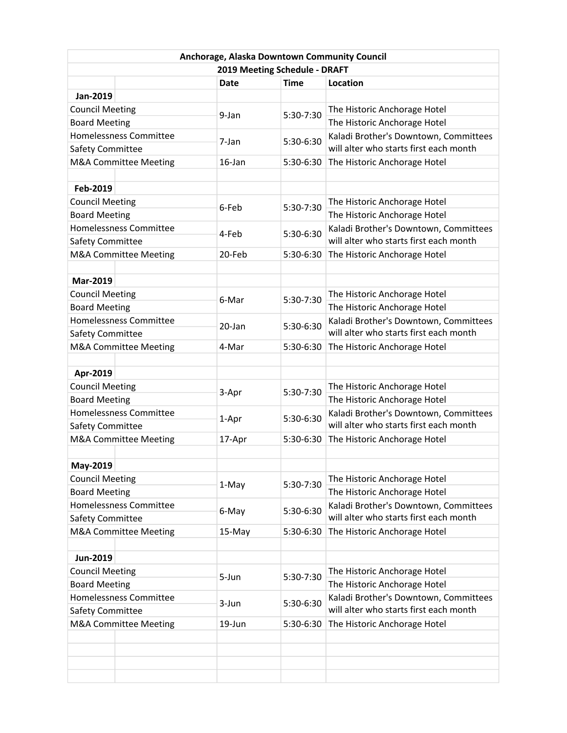| Anchorage, Alaska Downtown Community Council | | | |
|---|---|---|---|
| **2019 Meeting Schedule - DRAFT** | | | |
| | **Date** | **Time** | **Location** |
| **Jan-2019** | | | |
| Council Meeting | 9-Jan | 5:30-7:30 | The Historic Anchorage Hotel |
| Board Meeting | | | The Historic Anchorage Hotel |
| Homelessness Committee | 7-Jan | 5:30-6:30 | Kaladi Brother's Downtown, Committees will alter who starts first each month |
| Safety Committee | | | |
| M&A Committee Meeting | 16-Jan | 5:30-6:30 | The Historic Anchorage Hotel |
| | | | |
| **Feb-2019** | | | |
| Council Meeting | 6-Feb | 5:30-7:30 | The Historic Anchorage Hotel |
| Board Meeting | | | The Historic Anchorage Hotel |
| Homelessness Committee | 4-Feb | 5:30-6:30 | Kaladi Brother's Downtown, Committees will alter who starts first each month |
| Safety Committee | | | |
| M&A Committee Meeting | 20-Feb | 5:30-6:30 | The Historic Anchorage Hotel |
| | | | |
| **Mar-2019** | | | |
| Council Meeting | 6-Mar | 5:30-7:30 | The Historic Anchorage Hotel |
| Board Meeting | | | The Historic Anchorage Hotel |
| Homelessness Committee | 20-Jan | 5:30-6:30 | Kaladi Brother's Downtown, Committees will alter who starts first each month |
| Safety Committee | | | |
| M&A Committee Meeting | 4-Mar | 5:30-6:30 | The Historic Anchorage Hotel |
| | | | |
| **Apr-2019** | | | |
| Council Meeting | 3-Apr | 5:30-7:30 | The Historic Anchorage Hotel |
| Board Meeting | | | The Historic Anchorage Hotel |
| Homelessness Committee | 1-Apr | 5:30-6:30 | Kaladi Brother's Downtown, Committees will alter who starts first each month |
| Safety Committee | | | |
| M&A Committee Meeting | 17-Apr | 5:30-6:30 | The Historic Anchorage Hotel |
| | | | |
| **May-2019** | | | |
| Council Meeting | 1-May | 5:30-7:30 | The Historic Anchorage Hotel |
| Board Meeting | | | The Historic Anchorage Hotel |
| Homelessness Committee | 6-May | 5:30-6:30 | Kaladi Brother's Downtown, Committees will alter who starts first each month |
| Safety Committee | | | |
| M&A Committee Meeting | 15-May | 5:30-6:30 | The Historic Anchorage Hotel |
| | | | |
| **Jun-2019** | | | |
| Council Meeting | 5-Jun | 5:30-7:30 | The Historic Anchorage Hotel |
| Board Meeting | | | The Historic Anchorage Hotel |
| Homelessness Committee | 3-Jun | 5:30-6:30 | Kaladi Brother's Downtown, Committees will alter who starts first each month |
| Safety Committee | | | |
| M&A Committee Meeting | 19-Jun | 5:30-6:30 | The Historic Anchorage Hotel |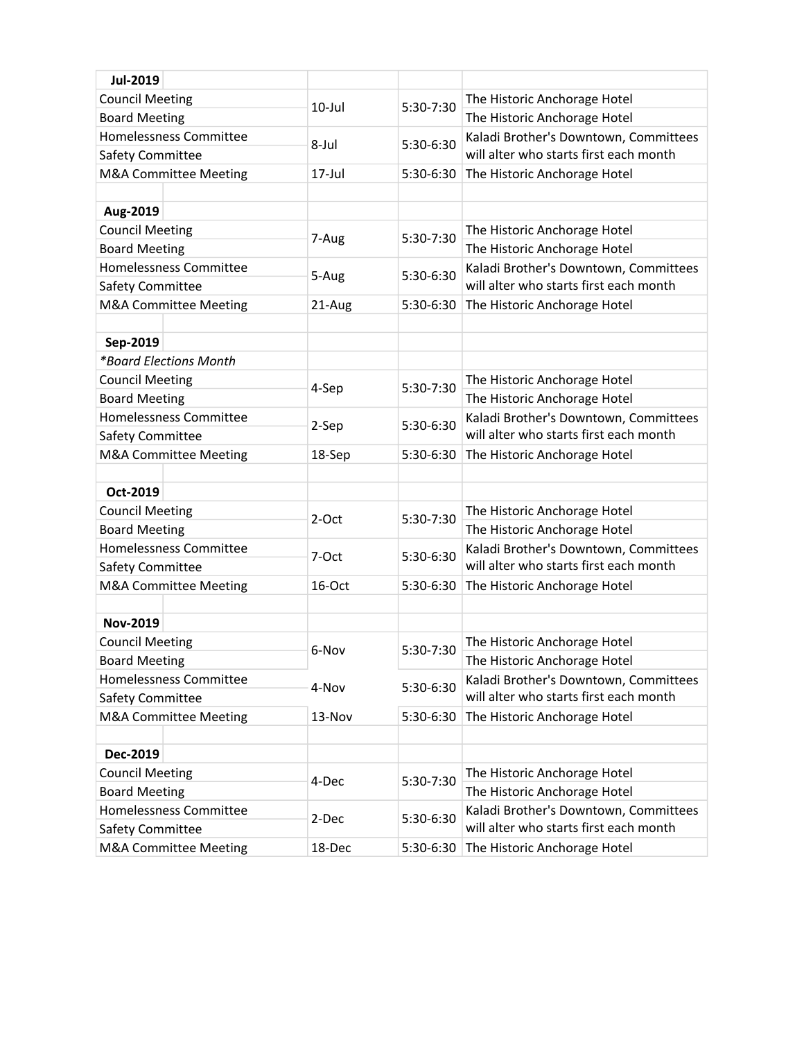| | | | |
|---|---|---|---|
| **Jul-2019** | | | |
| Council Meeting | 10-Jul | 5:30-7:30 | The Historic Anchorage Hotel |
| Board Meeting | | | The Historic Anchorage Hotel |
| Homelessness Committee | 8-Jul | 5:30-6:30 | Kaladi Brother's Downtown, Committees will alter who starts first each month |
| Safety Committee | | | |
| M&A Committee Meeting | 17-Jul | 5:30-6:30 | The Historic Anchorage Hotel |
| | | | |
| **Aug-2019** | | | |
| Council Meeting | 7-Aug | 5:30-7:30 | The Historic Anchorage Hotel |
| Board Meeting | | | The Historic Anchorage Hotel |
| Homelessness Committee | 5-Aug | 5:30-6:30 | Kaladi Brother's Downtown, Committees will alter who starts first each month |
| Safety Committee | | | |
| M&A Committee Meeting | 21-Aug | 5:30-6:30 | The Historic Anchorage Hotel |
| | | | |
| **Sep-2019** | | | |
| *\*Board Elections Month* | | | |
| Council Meeting | 4-Sep | 5:30-7:30 | The Historic Anchorage Hotel |
| Board Meeting | | | The Historic Anchorage Hotel |
| Homelessness Committee | 2-Sep | 5:30-6:30 | Kaladi Brother's Downtown, Committees will alter who starts first each month |
| Safety Committee | | | |
| M&A Committee Meeting | 18-Sep | 5:30-6:30 | The Historic Anchorage Hotel |
| | | | |
| **Oct-2019** | | | |
| Council Meeting | 2-Oct | 5:30-7:30 | The Historic Anchorage Hotel |
| Board Meeting | | | The Historic Anchorage Hotel |
| Homelessness Committee | 7-Oct | 5:30-6:30 | Kaladi Brother's Downtown, Committees will alter who starts first each month |
| Safety Committee | | | |
| M&A Committee Meeting | 16-Oct | 5:30-6:30 | The Historic Anchorage Hotel |
| | | | |
| **Nov-2019** | | | |
| Council Meeting | 6-Nov | 5:30-7:30 | The Historic Anchorage Hotel |
| Board Meeting | | | The Historic Anchorage Hotel |
| Homelessness Committee | 4-Nov | 5:30-6:30 | Kaladi Brother's Downtown, Committees will alter who starts first each month |
| Safety Committee | | | |
| M&A Committee Meeting | 13-Nov | 5:30-6:30 | The Historic Anchorage Hotel |
| | | | |
| **Dec-2019** | | | |
| Council Meeting | 4-Dec | 5:30-7:30 | The Historic Anchorage Hotel |
| Board Meeting | | | The Historic Anchorage Hotel |
| Homelessness Committee | 2-Dec | 5:30-6:30 | Kaladi Brother's Downtown, Committees will alter who starts first each month |
| Safety Committee | | | |
| M&A Committee Meeting | 18-Dec | 5:30-6:30 | The Historic Anchorage Hotel |